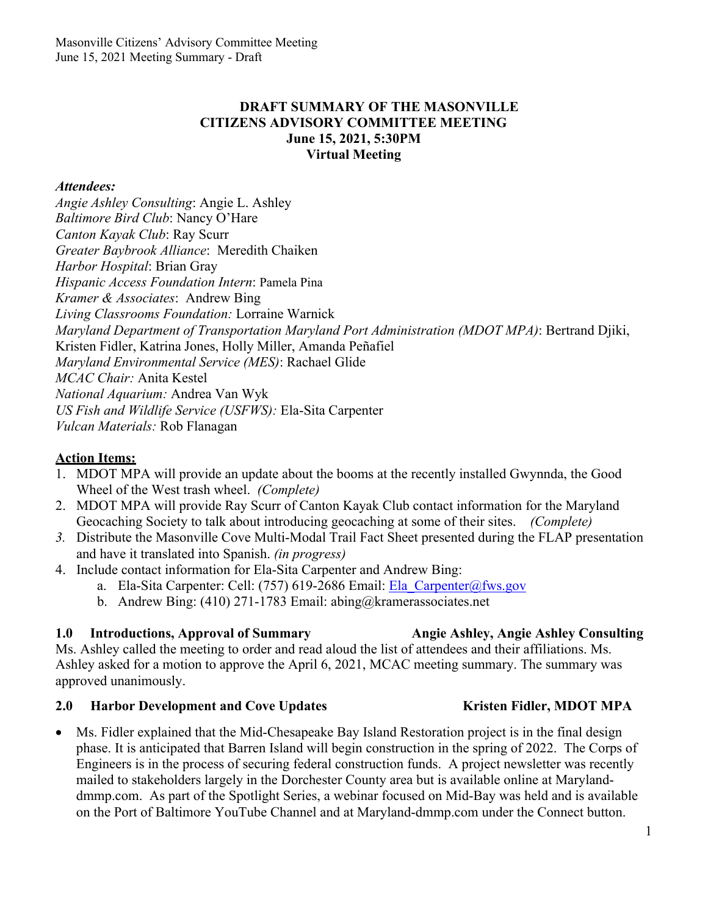**DRAFT SUMMARY OF THE MASONVILLE CITIZENS ADVISORY COMMITTEE MEETING**
**June 15, 2021, 5:30PM**
**Virtual Meeting**

***Attendees:***

*Angie Ashley Consulting*: Angie L. Ashley
*Baltimore Bird Club*: Nancy O'Hare
*Canton Kayak Club*: Ray Scurr
*Greater Baybrook Alliance*: Meredith Chaiken
*Harbor Hospital*: Brian Gray
*Hispanic Access Foundation Intern*: Pamela Pina
*Kramer & Associates*: Andrew Bing
*Living Classrooms Foundation:* Lorraine Warnick
*Maryland Department of Transportation Maryland Port Administration (MDOT MPA)*: Bertrand Djiki, Kristen Fidler, Katrina Jones, Holly Miller, Amanda Peñafiel
*Maryland Environmental Service (MES)*: Rachael Glide
*MCAC Chair:* Anita Kestel
*National Aquarium:* Andrea Van Wyk
*US Fish and Wildlife Service (USFWS):* Ela-Sita Carpenter
*Vulcan Materials:* Rob Flanagan

**Action Items:**

1. MDOT MPA will provide an update about the booms at the recently installed Gwynnda, the Good Wheel of the West trash wheel. *(Complete)*
2. MDOT MPA will provide Ray Scurr of Canton Kayak Club contact information for the Maryland Geocaching Society to talk about introducing geocaching at some of their sites. *(Complete)*
3. Distribute the Masonville Cove Multi-Modal Trail Fact Sheet presented during the FLAP presentation and have it translated into Spanish. *(in progress)*
4. Include contact information for Ela-Sita Carpenter and Andrew Bing:
   a. Ela-Sita Carpenter: Cell: (757) 619-2686 Email: Ela_Carpenter@fws.gov
   b. Andrew Bing: (410) 271-1783 Email: abing@kramerassociates.net

## 1.0 Introductions, Approval of Summary — Angie Ashley, Angie Ashley Consulting

Ms. Ashley called the meeting to order and read aloud the list of attendees and their affiliations. Ms. Ashley asked for a motion to approve the April 6, 2021, MCAC meeting summary. The summary was approved unanimously.

## 2.0 Harbor Development and Cove Updates — Kristen Fidler, MDOT MPA

- Ms. Fidler explained that the Mid-Chesapeake Bay Island Restoration project is in the final design phase. It is anticipated that Barren Island will begin construction in the spring of 2022. The Corps of Engineers is in the process of securing federal construction funds. A project newsletter was recently mailed to stakeholders largely in the Dorchester County area but is available online at Maryland-dmmp.com. As part of the Spotlight Series, a webinar focused on Mid-Bay was held and is available on the Port of Baltimore YouTube Channel and at Maryland-dmmp.com under the Connect button.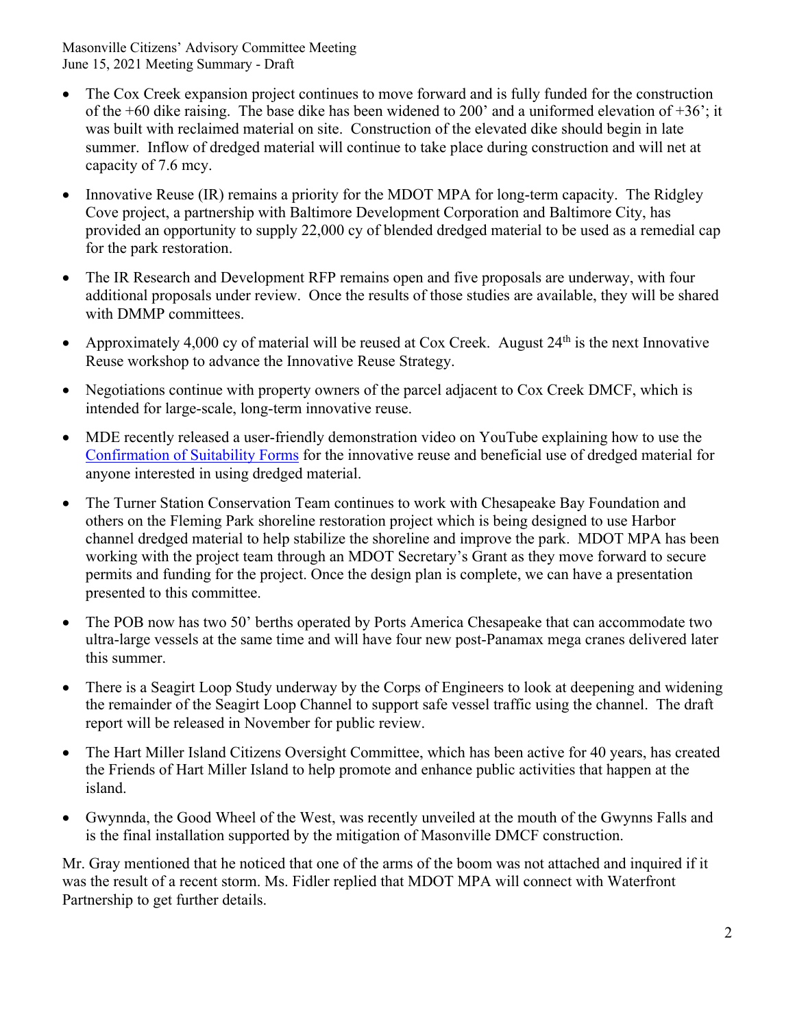- The Cox Creek expansion project continues to move forward and is fully funded for the construction of the +60 dike raising. The base dike has been widened to 200' and a uniformed elevation of +36'; it was built with reclaimed material on site. Construction of the elevated dike should begin in late summer. Inflow of dredged material will continue to take place during construction and will net at capacity of 7.6 mcy.
- Innovative Reuse (IR) remains a priority for the MDOT MPA for long-term capacity. The Ridgley Cove project, a partnership with Baltimore Development Corporation and Baltimore City, has provided an opportunity to supply 22,000 cy of blended dredged material to be used as a remedial cap for the park restoration.
- The IR Research and Development RFP remains open and five proposals are underway, with four additional proposals under review. Once the results of those studies are available, they will be shared with DMMP committees.
- Approximately 4,000 cy of material will be reused at Cox Creek. August 24th is the next Innovative Reuse workshop to advance the Innovative Reuse Strategy.
- Negotiations continue with property owners of the parcel adjacent to Cox Creek DMCF, which is intended for large-scale, long-term innovative reuse.
- MDE recently released a user-friendly demonstration video on YouTube explaining how to use the Confirmation of Suitability Forms for the innovative reuse and beneficial use of dredged material for anyone interested in using dredged material.
- The Turner Station Conservation Team continues to work with Chesapeake Bay Foundation and others on the Fleming Park shoreline restoration project which is being designed to use Harbor channel dredged material to help stabilize the shoreline and improve the park. MDOT MPA has been working with the project team through an MDOT Secretary's Grant as they move forward to secure permits and funding for the project. Once the design plan is complete, we can have a presentation presented to this committee.
- The POB now has two 50' berths operated by Ports America Chesapeake that can accommodate two ultra-large vessels at the same time and will have four new post-Panamax mega cranes delivered later this summer.
- There is a Seagirt Loop Study underway by the Corps of Engineers to look at deepening and widening the remainder of the Seagirt Loop Channel to support safe vessel traffic using the channel. The draft report will be released in November for public review.
- The Hart Miller Island Citizens Oversight Committee, which has been active for 40 years, has created the Friends of Hart Miller Island to help promote and enhance public activities that happen at the island.
- Gwynnda, the Good Wheel of the West, was recently unveiled at the mouth of the Gwynns Falls and is the final installation supported by the mitigation of Masonville DMCF construction.

Mr. Gray mentioned that he noticed that one of the arms of the boom was not attached and inquired if it was the result of a recent storm. Ms. Fidler replied that MDOT MPA will connect with Waterfront Partnership to get further details.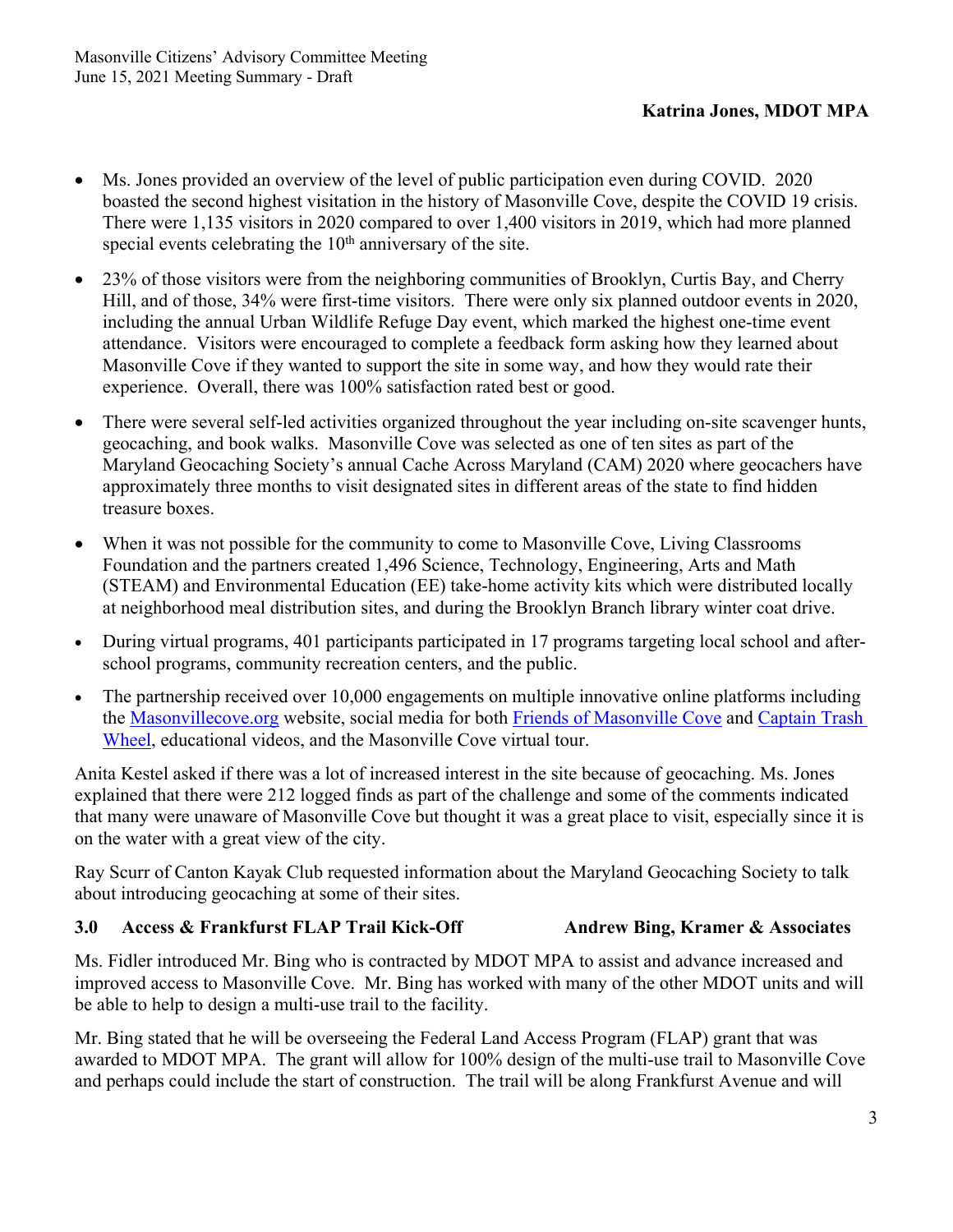**Katrina Jones, MDOT MPA**

- Ms. Jones provided an overview of the level of public participation even during COVID. 2020 boasted the second highest visitation in the history of Masonville Cove, despite the COVID 19 crisis. There were 1,135 visitors in 2020 compared to over 1,400 visitors in 2019, which had more planned special events celebrating the 10th anniversary of the site.
- 23% of those visitors were from the neighboring communities of Brooklyn, Curtis Bay, and Cherry Hill, and of those, 34% were first-time visitors. There were only six planned outdoor events in 2020, including the annual Urban Wildlife Refuge Day event, which marked the highest one-time event attendance. Visitors were encouraged to complete a feedback form asking how they learned about Masonville Cove if they wanted to support the site in some way, and how they would rate their experience. Overall, there was 100% satisfaction rated best or good.
- There were several self-led activities organized throughout the year including on-site scavenger hunts, geocaching, and book walks. Masonville Cove was selected as one of ten sites as part of the Maryland Geocaching Society's annual Cache Across Maryland (CAM) 2020 where geocachers have approximately three months to visit designated sites in different areas of the state to find hidden treasure boxes.
- When it was not possible for the community to come to Masonville Cove, Living Classrooms Foundation and the partners created 1,496 Science, Technology, Engineering, Arts and Math (STEAM) and Environmental Education (EE) take-home activity kits which were distributed locally at neighborhood meal distribution sites, and during the Brooklyn Branch library winter coat drive.
- During virtual programs, 401 participants participated in 17 programs targeting local school and after-school programs, community recreation centers, and the public.
- The partnership received over 10,000 engagements on multiple innovative online platforms including the Masonvillecove.org website, social media for both Friends of Masonville Cove and Captain Trash Wheel, educational videos, and the Masonville Cove virtual tour.

Anita Kestel asked if there was a lot of increased interest in the site because of geocaching. Ms. Jones explained that there were 212 logged finds as part of the challenge and some of the comments indicated that many were unaware of Masonville Cove but thought it was a great place to visit, especially since it is on the water with a great view of the city.

Ray Scurr of Canton Kayak Club requested information about the Maryland Geocaching Society to talk about introducing geocaching at some of their sites.

### 3.0 Access & Frankfurst FLAP Trail Kick-Off — Andrew Bing, Kramer & Associates

Ms. Fidler introduced Mr. Bing who is contracted by MDOT MPA to assist and advance increased and improved access to Masonville Cove. Mr. Bing has worked with many of the other MDOT units and will be able to help to design a multi-use trail to the facility.

Mr. Bing stated that he will be overseeing the Federal Land Access Program (FLAP) grant that was awarded to MDOT MPA. The grant will allow for 100% design of the multi-use trail to Masonville Cove and perhaps could include the start of construction. The trail will be along Frankfurst Avenue and will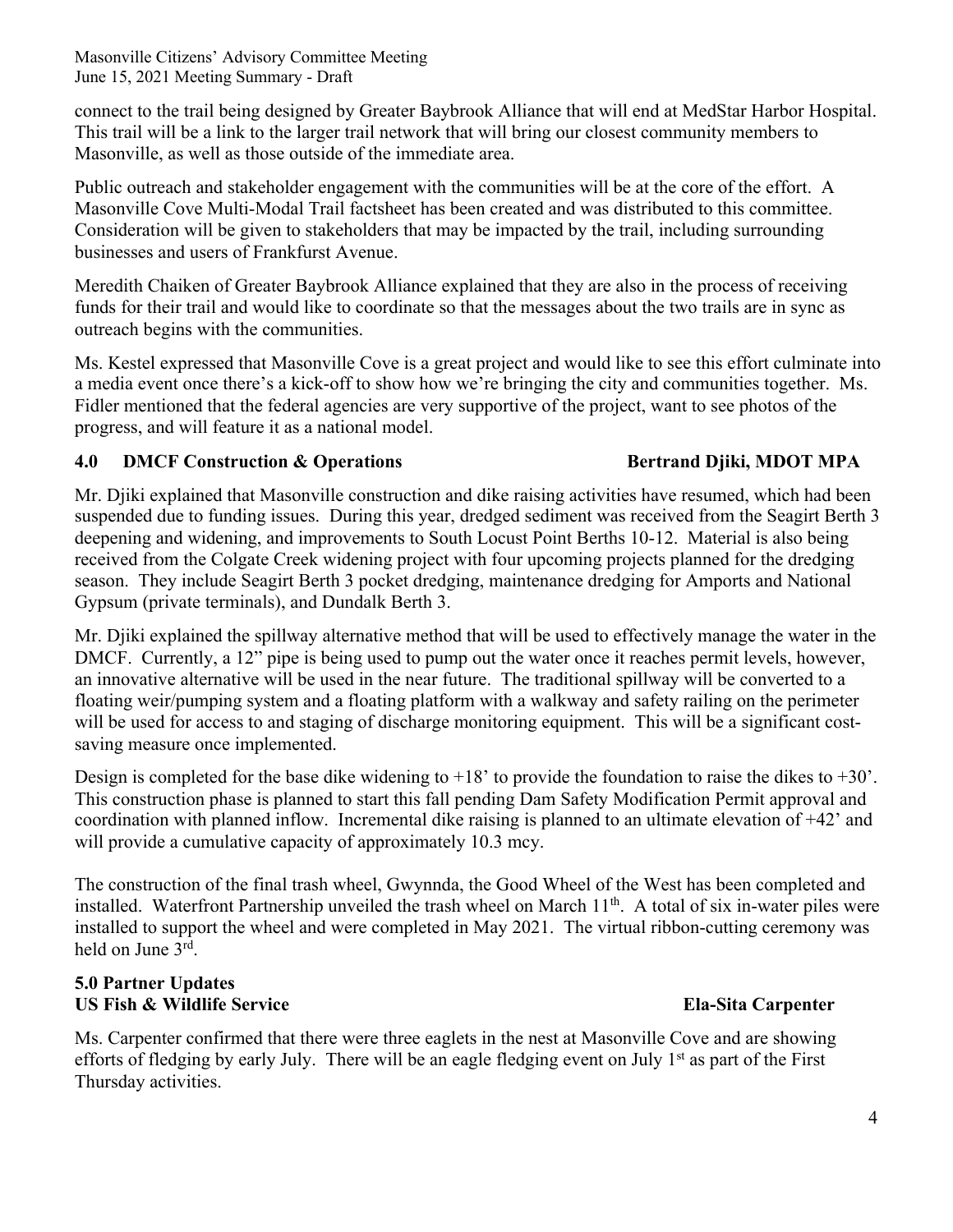connect to the trail being designed by Greater Baybrook Alliance that will end at MedStar Harbor Hospital. This trail will be a link to the larger trail network that will bring our closest community members to Masonville, as well as those outside of the immediate area.

Public outreach and stakeholder engagement with the communities will be at the core of the effort. A Masonville Cove Multi-Modal Trail factsheet has been created and was distributed to this committee. Consideration will be given to stakeholders that may be impacted by the trail, including surrounding businesses and users of Frankfurst Avenue.

Meredith Chaiken of Greater Baybrook Alliance explained that they are also in the process of receiving funds for their trail and would like to coordinate so that the messages about the two trails are in sync as outreach begins with the communities.

Ms. Kestel expressed that Masonville Cove is a great project and would like to see this effort culminate into a media event once there's a kick-off to show how we're bringing the city and communities together. Ms. Fidler mentioned that the federal agencies are very supportive of the project, want to see photos of the progress, and will feature it as a national model.

## 4.0 DMCF Construction & Operations — Bertrand Djiki, MDOT MPA

Mr. Djiki explained that Masonville construction and dike raising activities have resumed, which had been suspended due to funding issues. During this year, dredged sediment was received from the Seagirt Berth 3 deepening and widening, and improvements to South Locust Point Berths 10-12. Material is also being received from the Colgate Creek widening project with four upcoming projects planned for the dredging season. They include Seagirt Berth 3 pocket dredging, maintenance dredging for Amports and National Gypsum (private terminals), and Dundalk Berth 3.

Mr. Djiki explained the spillway alternative method that will be used to effectively manage the water in the DMCF. Currently, a 12" pipe is being used to pump out the water once it reaches permit levels, however, an innovative alternative will be used in the near future. The traditional spillway will be converted to a floating weir/pumping system and a floating platform with a walkway and safety railing on the perimeter will be used for access to and staging of discharge monitoring equipment. This will be a significant cost-saving measure once implemented.

Design is completed for the base dike widening to +18' to provide the foundation to raise the dikes to +30'. This construction phase is planned to start this fall pending Dam Safety Modification Permit approval and coordination with planned inflow. Incremental dike raising is planned to an ultimate elevation of +42' and will provide a cumulative capacity of approximately 10.3 mcy.

The construction of the final trash wheel, Gwynnda, the Good Wheel of the West has been completed and installed. Waterfront Partnership unveiled the trash wheel on March 11th. A total of six in-water piles were installed to support the wheel and were completed in May 2021. The virtual ribbon-cutting ceremony was held on June 3rd.

## 5.0 Partner Updates

### US Fish & Wildlife Service — Ela-Sita Carpenter

Ms. Carpenter confirmed that there were three eaglets in the nest at Masonville Cove and are showing efforts of fledging by early July. There will be an eagle fledging event on July 1st as part of the First Thursday activities.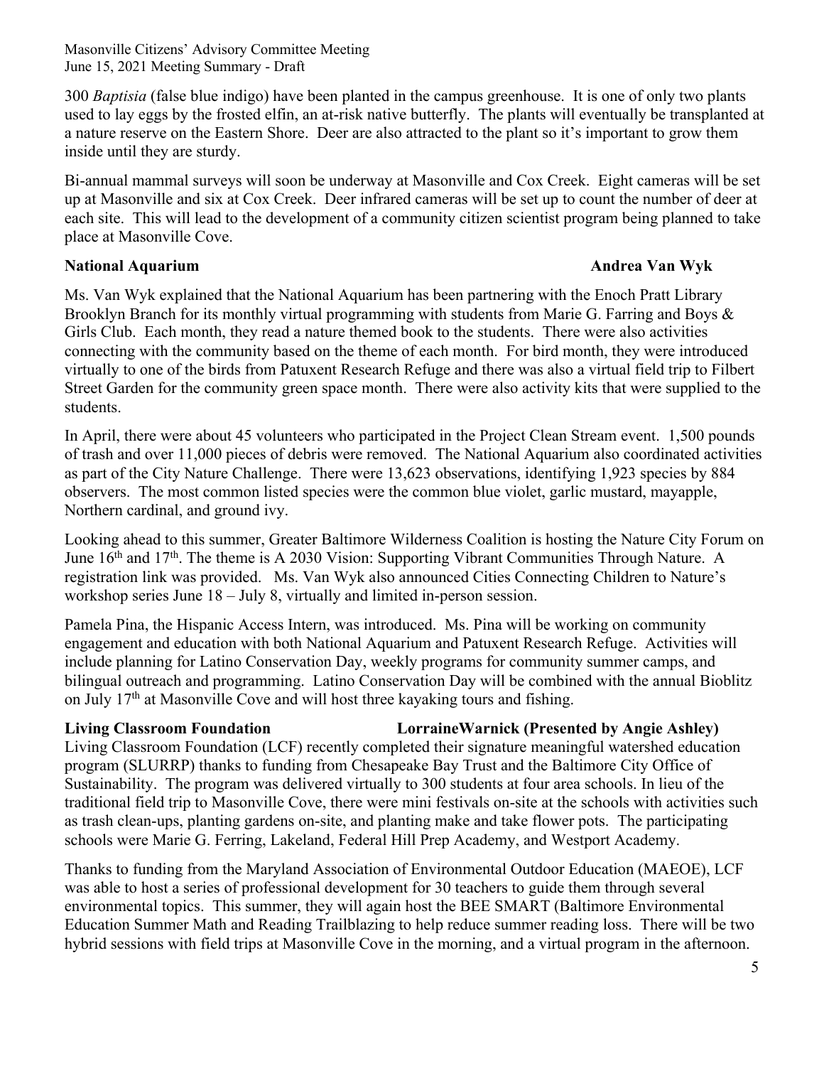300 *Baptisia* (false blue indigo) have been planted in the campus greenhouse. It is one of only two plants used to lay eggs by the frosted elfin, an at-risk native butterfly. The plants will eventually be transplanted at a nature reserve on the Eastern Shore. Deer are also attracted to the plant so it's important to grow them inside until they are sturdy.

Bi-annual mammal surveys will soon be underway at Masonville and Cox Creek. Eight cameras will be set up at Masonville and six at Cox Creek. Deer infrared cameras will be set up to count the number of deer at each site. This will lead to the development of a community citizen scientist program being planned to take place at Masonville Cove.

**National Aquarium** **Andrea Van Wyk**

Ms. Van Wyk explained that the National Aquarium has been partnering with the Enoch Pratt Library Brooklyn Branch for its monthly virtual programming with students from Marie G. Farring and Boys & Girls Club. Each month, they read a nature themed book to the students. There were also activities connecting with the community based on the theme of each month. For bird month, they were introduced virtually to one of the birds from Patuxent Research Refuge and there was also a virtual field trip to Filbert Street Garden for the community green space month. There were also activity kits that were supplied to the students.

In April, there were about 45 volunteers who participated in the Project Clean Stream event. 1,500 pounds of trash and over 11,000 pieces of debris were removed. The National Aquarium also coordinated activities as part of the City Nature Challenge. There were 13,623 observations, identifying 1,923 species by 884 observers. The most common listed species were the common blue violet, garlic mustard, mayapple, Northern cardinal, and ground ivy.

Looking ahead to this summer, Greater Baltimore Wilderness Coalition is hosting the Nature City Forum on June 16th and 17th. The theme is A 2030 Vision: Supporting Vibrant Communities Through Nature. A registration link was provided. Ms. Van Wyk also announced Cities Connecting Children to Nature's workshop series June 18 – July 8, virtually and limited in-person session.

Pamela Pina, the Hispanic Access Intern, was introduced. Ms. Pina will be working on community engagement and education with both National Aquarium and Patuxent Research Refuge. Activities will include planning for Latino Conservation Day, weekly programs for community summer camps, and bilingual outreach and programming. Latino Conservation Day will be combined with the annual Bioblitz on July 17th at Masonville Cove and will host three kayaking tours and fishing.

**Living Classroom Foundation** **LorraineWarnick (Presented by Angie Ashley)**

Living Classroom Foundation (LCF) recently completed their signature meaningful watershed education program (SLURRP) thanks to funding from Chesapeake Bay Trust and the Baltimore City Office of Sustainability. The program was delivered virtually to 300 students at four area schools. In lieu of the traditional field trip to Masonville Cove, there were mini festivals on-site at the schools with activities such as trash clean-ups, planting gardens on-site, and planting make and take flower pots. The participating schools were Marie G. Ferring, Lakeland, Federal Hill Prep Academy, and Westport Academy.

Thanks to funding from the Maryland Association of Environmental Outdoor Education (MAEOE), LCF was able to host a series of professional development for 30 teachers to guide them through several environmental topics. This summer, they will again host the BEE SMART (Baltimore Environmental Education Summer Math and Reading Trailblazing to help reduce summer reading loss. There will be two hybrid sessions with field trips at Masonville Cove in the morning, and a virtual program in the afternoon.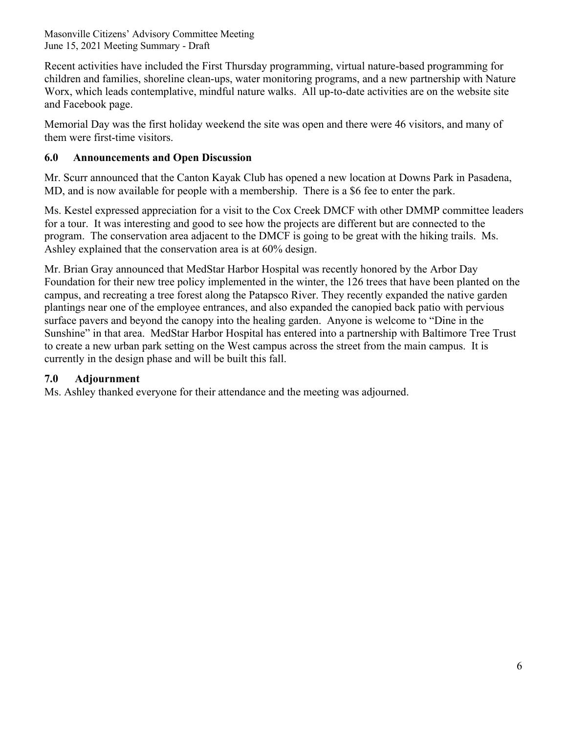Recent activities have included the First Thursday programming, virtual nature-based programming for children and families, shoreline clean-ups, water monitoring programs, and a new partnership with Nature Worx, which leads contemplative, mindful nature walks. All up-to-date activities are on the website site and Facebook page.

Memorial Day was the first holiday weekend the site was open and there were 46 visitors, and many of them were first-time visitors.

## 6.0 Announcements and Open Discussion

Mr. Scurr announced that the Canton Kayak Club has opened a new location at Downs Park in Pasadena, MD, and is now available for people with a membership. There is a $6 fee to enter the park.

Ms. Kestel expressed appreciation for a visit to the Cox Creek DMCF with other DMMP committee leaders for a tour. It was interesting and good to see how the projects are different but are connected to the program. The conservation area adjacent to the DMCF is going to be great with the hiking trails. Ms. Ashley explained that the conservation area is at 60% design.

Mr. Brian Gray announced that MedStar Harbor Hospital was recently honored by the Arbor Day Foundation for their new tree policy implemented in the winter, the 126 trees that have been planted on the campus, and recreating a tree forest along the Patapsco River. They recently expanded the native garden plantings near one of the employee entrances, and also expanded the canopied back patio with pervious surface pavers and beyond the canopy into the healing garden. Anyone is welcome to "Dine in the Sunshine" in that area. MedStar Harbor Hospital has entered into a partnership with Baltimore Tree Trust to create a new urban park setting on the West campus across the street from the main campus. It is currently in the design phase and will be built this fall.

## 7.0 Adjournment

Ms. Ashley thanked everyone for their attendance and the meeting was adjourned.